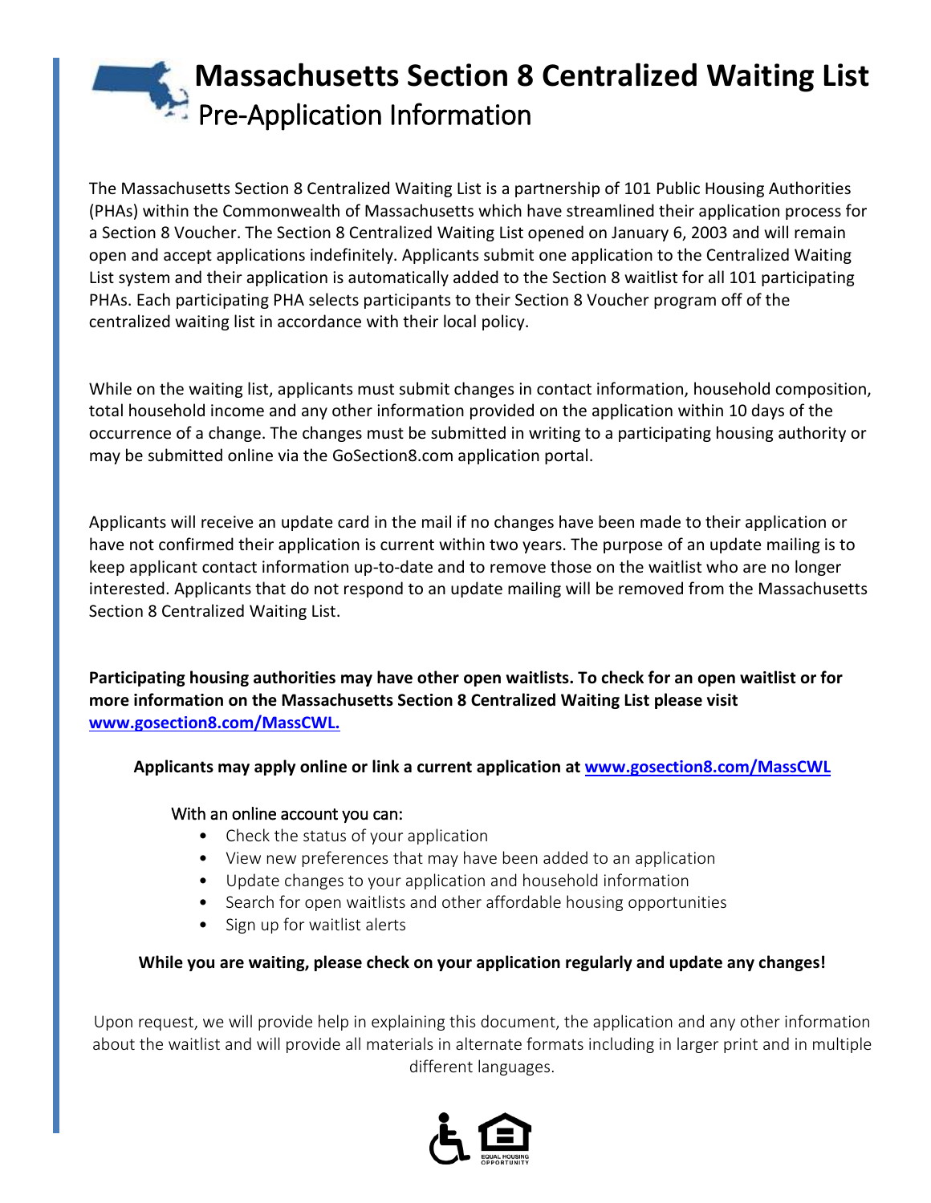# Massachusetts Section 8 Centralized Waiting List

## Pre-Application Information

The Massachusetts Section 8 Centralized Waiting List is a partnership of 101 Public Housing Authorities (PHAs) within the Commonwealth of Massachusetts which have streamlined their application process for a Section 8 Voucher. The Section 8 Centralized Waiting List opened on January 6, 2003 and will remain open and accept applications indefinitely. Applicants submit one application to the Centralized Waiting List system and their application is automatically added to the Section 8 waitlist for all 101 participating PHAs. Each participating PHA selects participants to their Section 8 Voucher program off of the centralized waiting list in accordance with their local policy.

While on the waiting list, applicants must submit changes in contact information, household composition, total household income and any other information provided on the application within 10 days of the occurrence of a change. The changes must be submitted in writing to a participating housing authority or may be submitted online via the GoSection8.com application portal.

Applicants will receive an update card in the mail if no changes have been made to their application or have not confirmed their application is current within two years. The purpose of an update mailing is to keep applicant contact information up-to-date and to remove those on the waitlist who are no longer interested. Applicants that do not respond to an update mailing will be removed from the Massachusetts Section 8 Centralized Waiting List.

**Participating housing authorities may have other open waitlists. To check for an open waitlist or for more information on the Massachusetts Section 8 Centralized Waiting List please visit [www.gosection8.com/MassCWL.](www.gosection8.com/MassCWL)**

**Applicants may apply online or link a current application at [www.gosection8.com/MassCWL](www.gosection8.com/MassCWL)**

With an online account you can:

- Check the status of your application
- View new preferences that may have been added to an application
- Update changes to your application and household information
- Search for open waitlists and other affordable housing opportunities
- Sign up for waitlist alerts

**While you are waiting, please check on your application regularly and update any changes!**

Upon request, we will provide help in explaining this document, the application and any other information about the waitlist and will provide all materials in alternate formats including in larger print and in multiple different languages.

EQUAL HOUSING OPPORTUNITY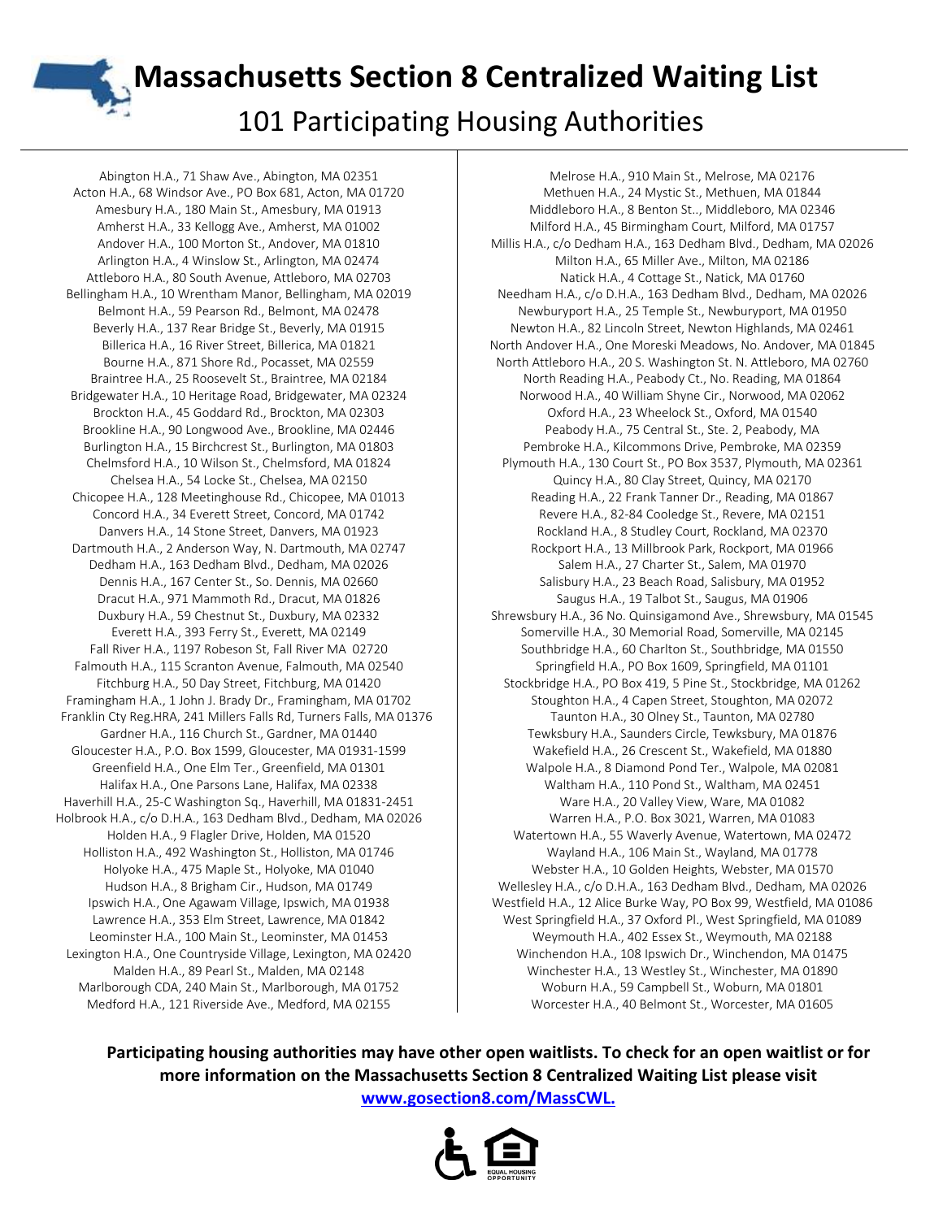# Massachusetts Section 8 Centralized Waiting List

## 101 Participating Housing Authorities

Abington H.A., 71 Shaw Ave., Abington, MA 02351
Acton H.A., 68 Windsor Ave., PO Box 681, Acton, MA 01720
Amesbury H.A., 180 Main St., Amesbury, MA 01913
Amherst H.A., 33 Kellogg Ave., Amherst, MA 01002
Andover H.A., 100 Morton St., Andover, MA 01810
Arlington H.A., 4 Winslow St., Arlington, MA 02474
Attleboro H.A., 80 South Avenue, Attleboro, MA 02703
Bellingham H.A., 10 Wrentham Manor, Bellingham, MA 02019
Belmont H.A., 59 Pearson Rd., Belmont, MA 02478
Beverly H.A., 137 Rear Bridge St., Beverly, MA 01915
Billerica H.A., 16 River Street, Billerica, MA 01821
Bourne H.A., 871 Shore Rd., Pocasset, MA 02559
Braintree H.A., 25 Roosevelt St., Braintree, MA 02184
Bridgewater H.A., 10 Heritage Road, Bridgewater, MA 02324
Brockton H.A., 45 Goddard Rd., Brockton, MA 02303
Brookline H.A., 90 Longwood Ave., Brookline, MA 02446
Burlington H.A., 15 Birchcrest St., Burlington, MA 01803
Chelmsford H.A., 10 Wilson St., Chelmsford, MA 01824
Chelsea H.A., 54 Locke St., Chelsea, MA 02150
Chicopee H.A., 128 Meetinghouse Rd., Chicopee, MA 01013
Concord H.A., 34 Everett Street, Concord, MA 01742
Danvers H.A., 14 Stone Street, Danvers, MA 01923
Dartmouth H.A., 2 Anderson Way, N. Dartmouth, MA 02747
Dedham H.A., 163 Dedham Blvd., Dedham, MA 02026
Dennis H.A., 167 Center St., So. Dennis, MA 02660
Dracut H.A., 971 Mammoth Rd., Dracut, MA 01826
Duxbury H.A., 59 Chestnut St., Duxbury, MA 02332
Everett H.A., 393 Ferry St., Everett, MA 02149
Fall River H.A., 1197 Robeson St, Fall River MA 02720
Falmouth H.A., 115 Scranton Avenue, Falmouth, MA 02540
Fitchburg H.A., 50 Day Street, Fitchburg, MA 01420
Framingham H.A., 1 John J. Brady Dr., Framingham, MA 01702
Franklin Cty Reg.HRA, 241 Millers Falls Rd, Turners Falls, MA 01376
Gardner H.A., 116 Church St., Gardner, MA 01440
Gloucester H.A., P.O. Box 1599, Gloucester, MA 01931-1599
Greenfield H.A., One Elm Ter., Greenfield, MA 01301
Halifax H.A., One Parsons Lane, Halifax, MA 02338
Haverhill H.A., 25-C Washington Sq., Haverhill, MA 01831-2451
Holbrook H.A., c/o D.H.A., 163 Dedham Blvd., Dedham, MA 02026
Holden H.A., 9 Flagler Drive, Holden, MA 01520
Holliston H.A., 492 Washington St., Holliston, MA 01746
Holyoke H.A., 475 Maple St., Holyoke, MA 01040
Hudson H.A., 8 Brigham Cir., Hudson, MA 01749
Ipswich H.A., One Agawam Village, Ipswich, MA 01938
Lawrence H.A., 353 Elm Street, Lawrence, MA 01842
Leominster H.A., 100 Main St., Leominster, MA 01453
Lexington H.A., One Countryside Village, Lexington, MA 02420
Malden H.A., 89 Pearl St., Malden, MA 02148
Marlborough CDA, 240 Main St., Marlborough, MA 01752
Medford H.A., 121 Riverside Ave., Medford, MA 02155
Melrose H.A., 910 Main St., Melrose, MA 02176
Methuen H.A., 24 Mystic St., Methuen, MA 01844
Middleboro H.A., 8 Benton St., Middleboro, MA 02346
Milford H.A., 45 Birmingham Court, Milford, MA 01757
Millis H.A., c/o Dedham H.A., 163 Dedham Blvd., Dedham, MA 02026
Milton H.A., 65 Miller Ave., Milton, MA 02186
Natick H.A., 4 Cottage St., Natick, MA 01760
Needham H.A., c/o D.H.A., 163 Dedham Blvd., Dedham, MA 02026
Newburyport H.A., 25 Temple St., Newburyport, MA 01950
Newton H.A., 82 Lincoln Street, Newton Highlands, MA 02461
North Andover H.A., One Moreski Meadows, No. Andover, MA 01845
North Attleboro H.A., 20 S. Washington St. N. Attleboro, MA 02760
North Reading H.A., Peabody Ct., No. Reading, MA 01864
Norwood H.A., 40 William Shyne Cir., Norwood, MA 02062
Oxford H.A., 23 Wheelock St., Oxford, MA 01540
Peabody H.A., 75 Central St., Ste. 2, Peabody, MA
Pembroke H.A., Kilcommons Drive, Pembroke, MA 02359
Plymouth H.A., 130 Court St., PO Box 3537, Plymouth, MA 02361
Quincy H.A., 80 Clay Street, Quincy, MA 02170
Reading H.A., 22 Frank Tanner Dr., Reading, MA 01867
Revere H.A., 82-84 Cooledge St., Revere, MA 02151
Rockland H.A., 8 Studley Court, Rockland, MA 02370
Rockport H.A., 13 Millbrook Park, Rockport, MA 01966
Salem H.A., 27 Charter St., Salem, MA 01970
Salisbury H.A., 23 Beach Road, Salisbury, MA 01952
Saugus H.A., 19 Talbot St., Saugus, MA 01906
Shrewsbury H.A., 36 No. Quinsigamond Ave., Shrewsbury, MA 01545
Somerville H.A., 30 Memorial Road, Somerville, MA 02145
Southbridge H.A., 60 Charlton St., Southbridge, MA 01550
Springfield H.A., PO Box 1609, Springfield, MA 01101
Stockbridge H.A., PO Box 419, 5 Pine St., Stockbridge, MA 01262
Stoughton H.A., 4 Capen Street, Stoughton, MA 02072
Taunton H.A., 30 Olney St., Taunton, MA 02780
Tewksbury H.A., Saunders Circle, Tewksbury, MA 01876
Wakefield H.A., 26 Crescent St., Wakefield, MA 01880
Walpole H.A., 8 Diamond Pond Ter., Walpole, MA 02081
Waltham H.A., 110 Pond St., Waltham, MA 02451
Ware H.A., 20 Valley View, Ware, MA 01082
Warren H.A., P.O. Box 3021, Warren, MA 01083
Watertown H.A., 55 Waverly Avenue, Watertown, MA 02472
Wayland H.A., 106 Main St., Wayland, MA 01778
Webster H.A., 10 Golden Heights, Webster, MA 01570
Wellesley H.A., c/o D.H.A., 163 Dedham Blvd., Dedham, MA 02026
Westfield H.A., 12 Alice Burke Way, PO Box 99, Westfield, MA 01086
West Springfield H.A., 37 Oxford Pl., West Springfield, MA 01089
Weymouth H.A., 402 Essex St., Weymouth, MA 02188
Winchendon H.A., 108 Ipswich Dr., Winchendon, MA 01475
Winchester H.A., 13 Westley St., Winchester, MA 01890
Woburn H.A., 59 Campbell St., Woburn, MA 01801
Worcester H.A., 40 Belmont St., Worcester, MA 01605

**Participating housing authorities may have other open waitlists. To check for an open waitlist or for more information on the Massachusetts Section 8 Centralized Waiting List please visit [www.gosection8.com/MassCWL.](http://www.gosection8.com/MassCWL)**

EQUAL HOUSING OPPORTUNITY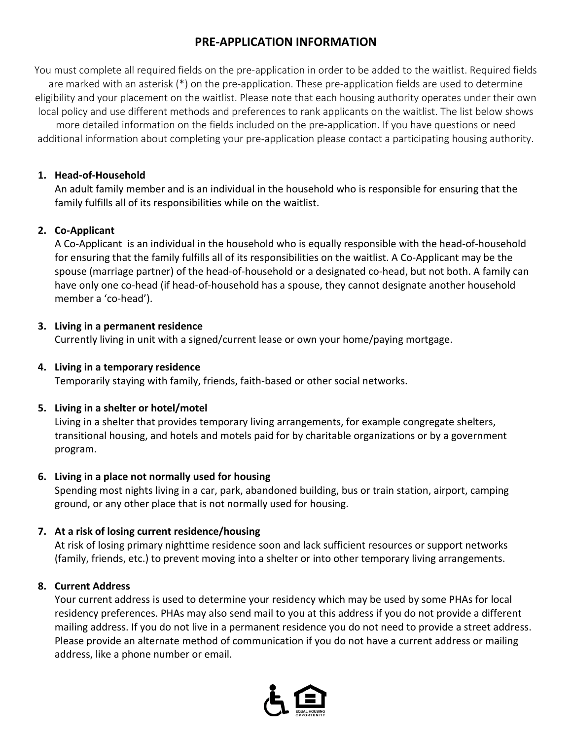# PRE-APPLICATION INFORMATION

You must complete all required fields on the pre-application in order to be added to the waitlist. Required fields are marked with an asterisk (*) on the pre-application. These pre-application fields are used to determine eligibility and your placement on the waitlist. Please note that each housing authority operates under their own local policy and use different methods and preferences to rank applicants on the waitlist. The list below shows more detailed information on the fields included on the pre-application. If you have questions or need additional information about completing your pre-application please contact a participating housing authority.

1. **Head-of-Household**
   An adult family member and is an individual in the household who is responsible for ensuring that the family fulfills all of its responsibilities while on the waitlist.

2. **Co-Applicant**
   A Co-Applicant is an individual in the household who is equally responsible with the head-of-household for ensuring that the family fulfills all of its responsibilities on the waitlist. A Co-Applicant may be the spouse (marriage partner) of the head-of-household or a designated co-head, but not both. A family can have only one co-head (if head-of-household has a spouse, they cannot designate another household member a 'co-head').

3. **Living in a permanent residence**
   Currently living in unit with a signed/current lease or own your home/paying mortgage.

4. **Living in a temporary residence**
   Temporarily staying with family, friends, faith-based or other social networks.

5. **Living in a shelter or hotel/motel**
   Living in a shelter that provides temporary living arrangements, for example congregate shelters, transitional housing, and hotels and motels paid for by charitable organizations or by a government program.

6. **Living in a place not normally used for housing**
   Spending most nights living in a car, park, abandoned building, bus or train station, airport, camping ground, or any other place that is not normally used for housing.

7. **At a risk of losing current residence/housing**
   At risk of losing primary nighttime residence soon and lack sufficient resources or support networks (family, friends, etc.) to prevent moving into a shelter or into other temporary living arrangements.

8. **Current Address**
   Your current address is used to determine your residency which may be used by some PHAs for local residency preferences. PHAs may also send mail to you at this address if you do not provide a different mailing address. If you do not live in a permanent residence you do not need to provide a street address. Please provide an alternate method of communication if you do not have a current address or mailing address, like a phone number or email.

EQUAL HOUSING OPPORTUNITY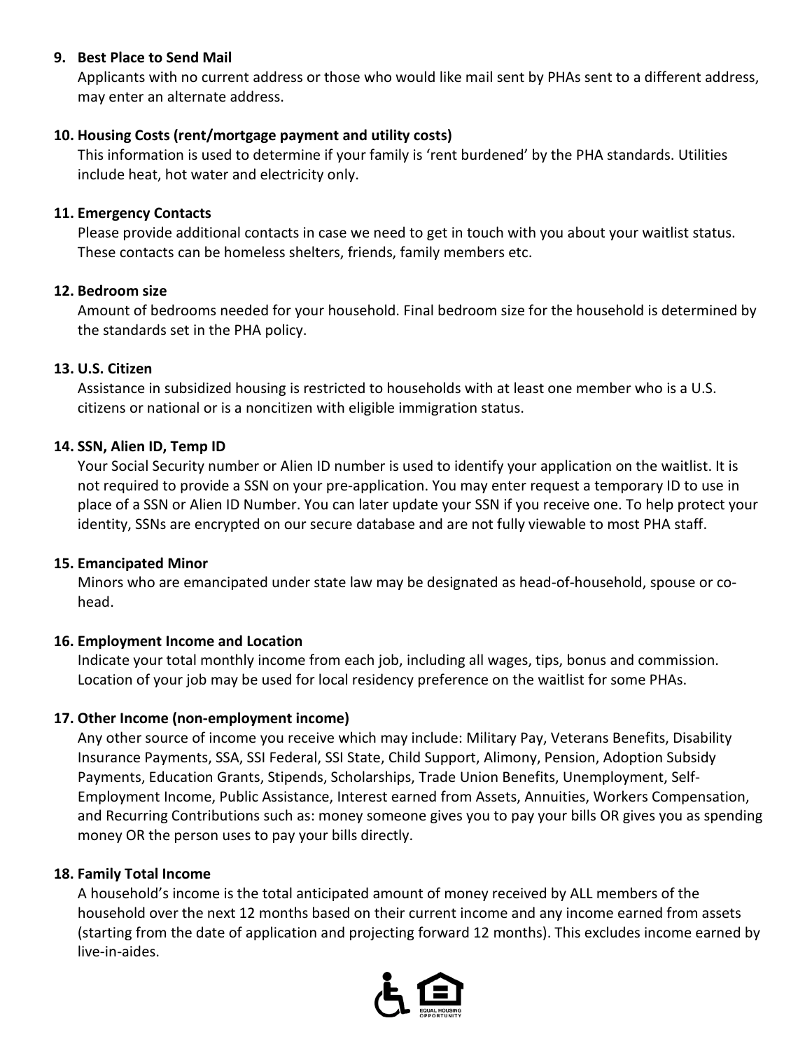9. **Best Place to Send Mail**
   Applicants with no current address or those who would like mail sent by PHAs sent to a different address, may enter an alternate address.

10. **Housing Costs (rent/mortgage payment and utility costs)**
    This information is used to determine if your family is 'rent burdened' by the PHA standards. Utilities include heat, hot water and electricity only.

11. **Emergency Contacts**
    Please provide additional contacts in case we need to get in touch with you about your waitlist status. These contacts can be homeless shelters, friends, family members etc.

12. **Bedroom size**
    Amount of bedrooms needed for your household. Final bedroom size for the household is determined by the standards set in the PHA policy.

13. **U.S. Citizen**
    Assistance in subsidized housing is restricted to households with at least one member who is a U.S. citizens or national or is a noncitizen with eligible immigration status.

14. **SSN, Alien ID, Temp ID**
    Your Social Security number or Alien ID number is used to identify your application on the waitlist. It is not required to provide a SSN on your pre-application. You may enter request a temporary ID to use in place of a SSN or Alien ID Number. You can later update your SSN if you receive one. To help protect your identity, SSNs are encrypted on our secure database and are not fully viewable to most PHA staff.

15. **Emancipated Minor**
    Minors who are emancipated under state law may be designated as head-of-household, spouse or co-head.

16. **Employment Income and Location**
    Indicate your total monthly income from each job, including all wages, tips, bonus and commission. Location of your job may be used for local residency preference on the waitlist for some PHAs.

17. **Other Income (non-employment income)**
    Any other source of income you receive which may include: Military Pay, Veterans Benefits, Disability Insurance Payments, SSA, SSI Federal, SSI State, Child Support, Alimony, Pension, Adoption Subsidy Payments, Education Grants, Stipends, Scholarships, Trade Union Benefits, Unemployment, Self-Employment Income, Public Assistance, Interest earned from Assets, Annuities, Workers Compensation, and Recurring Contributions such as: money someone gives you to pay your bills OR gives you as spending money OR the person uses to pay your bills directly.

18. **Family Total Income**
    A household's income is the total anticipated amount of money received by ALL members of the household over the next 12 months based on their current income and any income earned from assets (starting from the date of application and projecting forward 12 months). This excludes income earned by live-in-aides.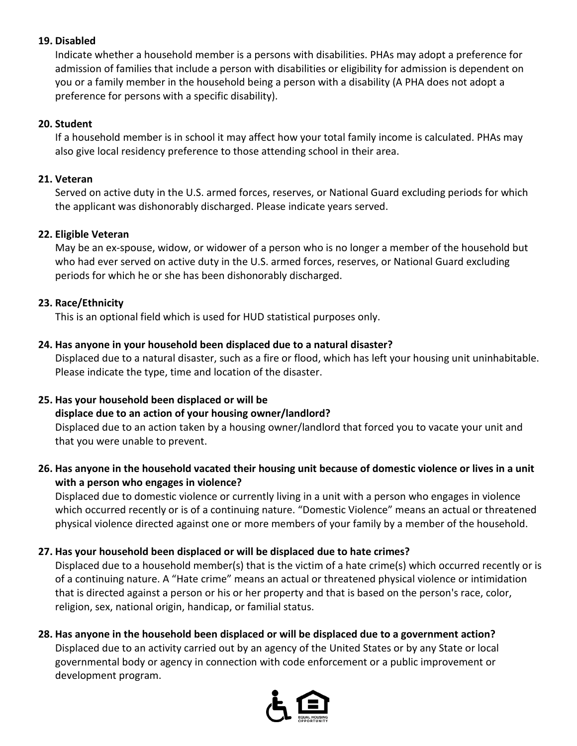**19. Disabled**

Indicate whether a household member is a persons with disabilities. PHAs may adopt a preference for admission of families that include a person with disabilities or eligibility for admission is dependent on you or a family member in the household being a person with a disability (A PHA does not adopt a preference for persons with a specific disability).

**20. Student**

If a household member is in school it may affect how your total family income is calculated. PHAs may also give local residency preference to those attending school in their area.

**21. Veteran**

Served on active duty in the U.S. armed forces, reserves, or National Guard excluding periods for which the applicant was dishonorably discharged. Please indicate years served.

**22. Eligible Veteran**

May be an ex-spouse, widow, or widower of a person who is no longer a member of the household but who had ever served on active duty in the U.S. armed forces, reserves, or National Guard excluding periods for which he or she has been dishonorably discharged.

**23. Race/Ethnicity**

This is an optional field which is used for HUD statistical purposes only.

**24. Has anyone in your household been displaced due to a natural disaster?**

Displaced due to a natural disaster, such as a fire or flood, which has left your housing unit uninhabitable. Please indicate the type, time and location of the disaster.

**25. Has your household been displaced or will be displace due to an action of your housing owner/landlord?**

Displaced due to an action taken by a housing owner/landlord that forced you to vacate your unit and that you were unable to prevent.

**26. Has anyone in the household vacated their housing unit because of domestic violence or lives in a unit with a person who engages in violence?**

Displaced due to domestic violence or currently living in a unit with a person who engages in violence which occurred recently or is of a continuing nature. "Domestic Violence" means an actual or threatened physical violence directed against one or more members of your family by a member of the household.

**27. Has your household been displaced or will be displaced due to hate crimes?**

Displaced due to a household member(s) that is the victim of a hate crime(s) which occurred recently or is of a continuing nature. A "Hate crime" means an actual or threatened physical violence or intimidation that is directed against a person or his or her property and that is based on the person's race, color, religion, sex, national origin, handicap, or familial status.

**28. Has anyone in the household been displaced or will be displaced due to a government action?**

Displaced due to an activity carried out by an agency of the United States or by any State or local governmental body or agency in connection with code enforcement or a public improvement or development program.

EQUAL HOUSING OPPORTUNITY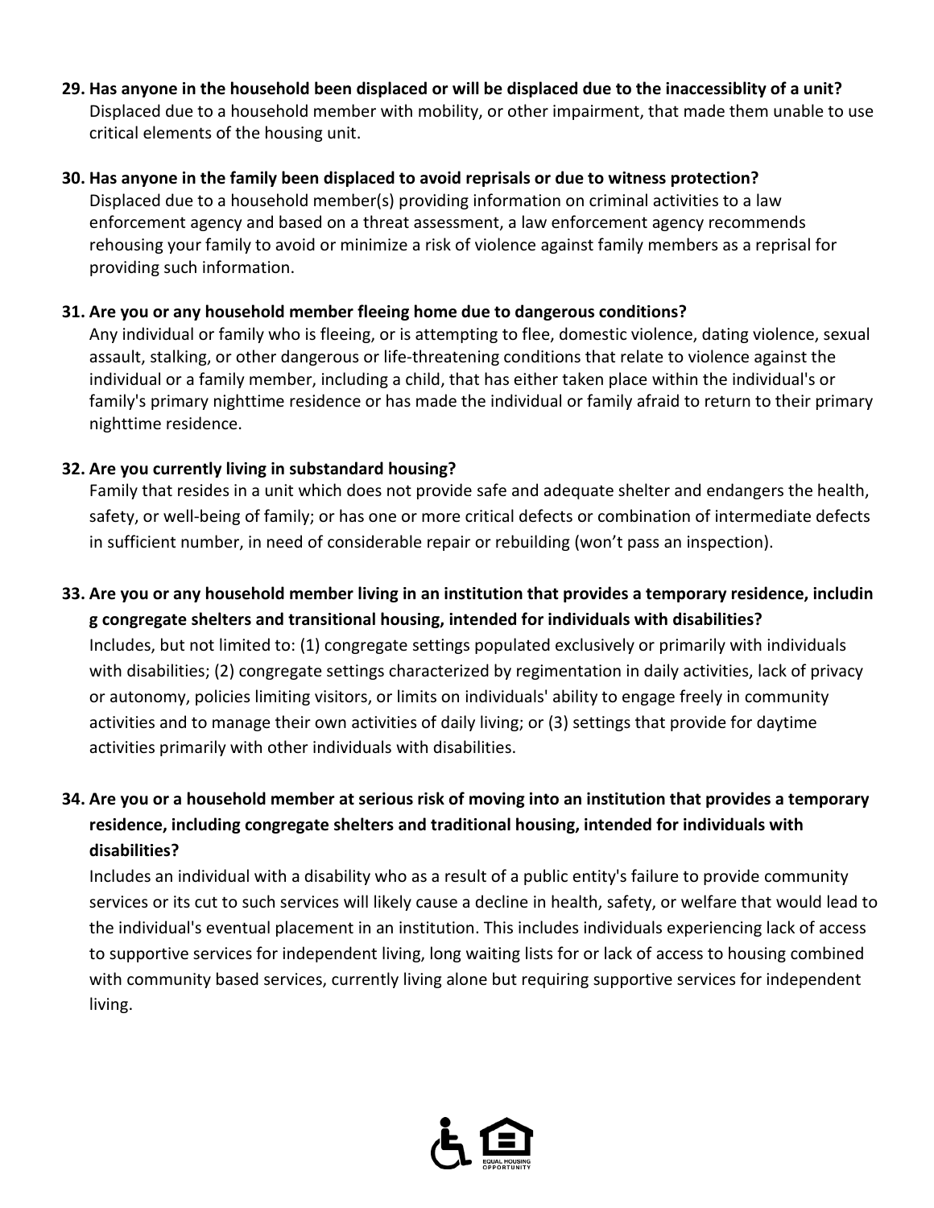**29. Has anyone in the household been displaced or will be displaced due to the inaccessiblity of a unit?**

Displaced due to a household member with mobility, or other impairment, that made them unable to use critical elements of the housing unit.

**30. Has anyone in the family been displaced to avoid reprisals or due to witness protection?**

Displaced due to a household member(s) providing information on criminal activities to a law enforcement agency and based on a threat assessment, a law enforcement agency recommends rehousing your family to avoid or minimize a risk of violence against family members as a reprisal for providing such information.

**31. Are you or any household member fleeing home due to dangerous conditions?**

Any individual or family who is fleeing, or is attempting to flee, domestic violence, dating violence, sexual assault, stalking, or other dangerous or life-threatening conditions that relate to violence against the individual or a family member, including a child, that has either taken place within the individual's or family's primary nighttime residence or has made the individual or family afraid to return to their primary nighttime residence.

**32. Are you currently living in substandard housing?**

Family that resides in a unit which does not provide safe and adequate shelter and endangers the health, safety, or well-being of family; or has one or more critical defects or combination of intermediate defects in sufficient number, in need of considerable repair or rebuilding (won't pass an inspection).

**33. Are you or any household member living in an institution that provides a temporary residence, includin g congregate shelters and transitional housing, intended for individuals with disabilities?**

Includes, but not limited to: (1) congregate settings populated exclusively or primarily with individuals with disabilities; (2) congregate settings characterized by regimentation in daily activities, lack of privacy or autonomy, policies limiting visitors, or limits on individuals' ability to engage freely in community activities and to manage their own activities of daily living; or (3) settings that provide for daytime activities primarily with other individuals with disabilities.

**34. Are you or a household member at serious risk of moving into an institution that provides a temporary residence, including congregate shelters and traditional housing, intended for individuals with disabilities?**

Includes an individual with a disability who as a result of a public entity's failure to provide community services or its cut to such services will likely cause a decline in health, safety, or welfare that would lead to the individual's eventual placement in an institution. This includes individuals experiencing lack of access to supportive services for independent living, long waiting lists for or lack of access to housing combined with community based services, currently living alone but requiring supportive services for independent living.

EQUAL HOUSING OPPORTUNITY